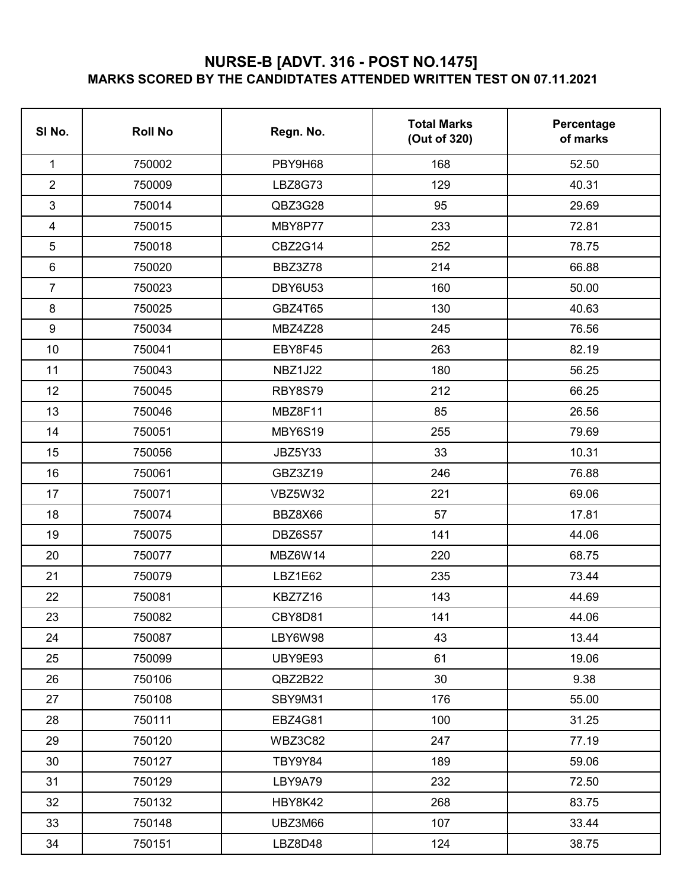# NURSE-B [ADVT. 316 - POST NO.1475]

## MARKS SCORED BY THE CANDIDTATES ATTENDED WRITTEN TEST ON 07.11.2021

| Sl No. | Roll No | Regn. No. | Total Marks (Out of 320) | Percentage of marks |
|---|---|---|---|---|
| 1 | 750002 | PBY9H68 | 168 | 52.50 |
| 2 | 750009 | LBZ8G73 | 129 | 40.31 |
| 3 | 750014 | QBZ3G28 | 95 | 29.69 |
| 4 | 750015 | MBY8P77 | 233 | 72.81 |
| 5 | 750018 | CBZ2G14 | 252 | 78.75 |
| 6 | 750020 | BBZ3Z78 | 214 | 66.88 |
| 7 | 750023 | DBY6U53 | 160 | 50.00 |
| 8 | 750025 | GBZ4T65 | 130 | 40.63 |
| 9 | 750034 | MBZ4Z28 | 245 | 76.56 |
| 10 | 750041 | EBY8F45 | 263 | 82.19 |
| 11 | 750043 | NBZ1J22 | 180 | 56.25 |
| 12 | 750045 | RBY8S79 | 212 | 66.25 |
| 13 | 750046 | MBZ8F11 | 85 | 26.56 |
| 14 | 750051 | MBY6S19 | 255 | 79.69 |
| 15 | 750056 | JBZ5Y33 | 33 | 10.31 |
| 16 | 750061 | GBZ3Z19 | 246 | 76.88 |
| 17 | 750071 | VBZ5W32 | 221 | 69.06 |
| 18 | 750074 | BBZ8X66 | 57 | 17.81 |
| 19 | 750075 | DBZ6S57 | 141 | 44.06 |
| 20 | 750077 | MBZ6W14 | 220 | 68.75 |
| 21 | 750079 | LBZ1E62 | 235 | 73.44 |
| 22 | 750081 | KBZ7Z16 | 143 | 44.69 |
| 23 | 750082 | CBY8D81 | 141 | 44.06 |
| 24 | 750087 | LBY6W98 | 43 | 13.44 |
| 25 | 750099 | UBY9E93 | 61 | 19.06 |
| 26 | 750106 | QBZ2B22 | 30 | 9.38 |
| 27 | 750108 | SBY9M31 | 176 | 55.00 |
| 28 | 750111 | EBZ4G81 | 100 | 31.25 |
| 29 | 750120 | WBZ3C82 | 247 | 77.19 |
| 30 | 750127 | TBY9Y84 | 189 | 59.06 |
| 31 | 750129 | LBY9A79 | 232 | 72.50 |
| 32 | 750132 | HBY8K42 | 268 | 83.75 |
| 33 | 750148 | UBZ3M66 | 107 | 33.44 |
| 34 | 750151 | LBZ8D48 | 124 | 38.75 |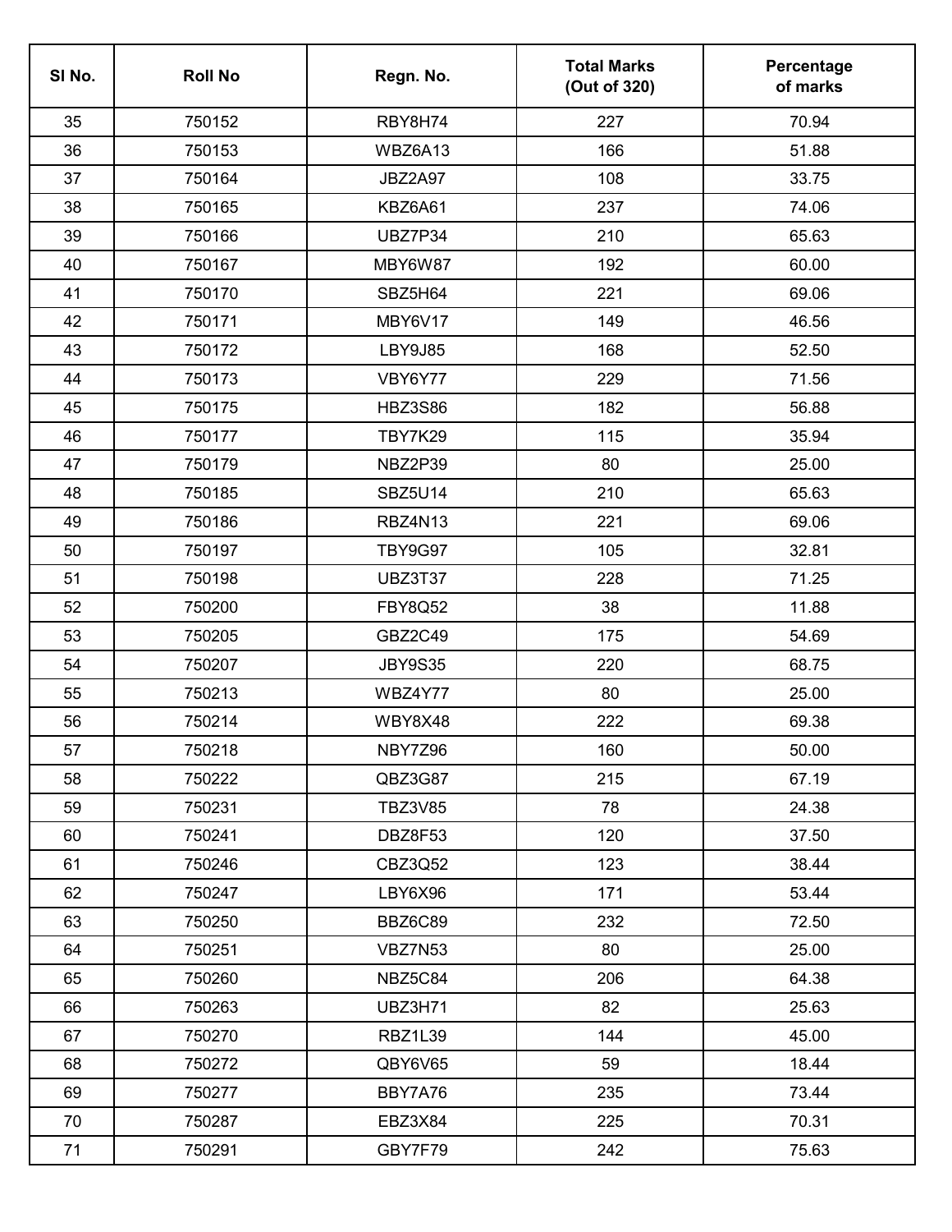| Sl No. | Roll No | Regn. No. | Total Marks (Out of 320) | Percentage of marks |
|---|---|---|---|---|
| 35 | 750152 | RBY8H74 | 227 | 70.94 |
| 36 | 750153 | WBZ6A13 | 166 | 51.88 |
| 37 | 750164 | JBZ2A97 | 108 | 33.75 |
| 38 | 750165 | KBZ6A61 | 237 | 74.06 |
| 39 | 750166 | UBZ7P34 | 210 | 65.63 |
| 40 | 750167 | MBY6W87 | 192 | 60.00 |
| 41 | 750170 | SBZ5H64 | 221 | 69.06 |
| 42 | 750171 | MBY6V17 | 149 | 46.56 |
| 43 | 750172 | LBY9J85 | 168 | 52.50 |
| 44 | 750173 | VBY6Y77 | 229 | 71.56 |
| 45 | 750175 | HBZ3S86 | 182 | 56.88 |
| 46 | 750177 | TBY7K29 | 115 | 35.94 |
| 47 | 750179 | NBZ2P39 | 80 | 25.00 |
| 48 | 750185 | SBZ5U14 | 210 | 65.63 |
| 49 | 750186 | RBZ4N13 | 221 | 69.06 |
| 50 | 750197 | TBY9G97 | 105 | 32.81 |
| 51 | 750198 | UBZ3T37 | 228 | 71.25 |
| 52 | 750200 | FBY8Q52 | 38 | 11.88 |
| 53 | 750205 | GBZ2C49 | 175 | 54.69 |
| 54 | 750207 | JBY9S35 | 220 | 68.75 |
| 55 | 750213 | WBZ4Y77 | 80 | 25.00 |
| 56 | 750214 | WBY8X48 | 222 | 69.38 |
| 57 | 750218 | NBY7Z96 | 160 | 50.00 |
| 58 | 750222 | QBZ3G87 | 215 | 67.19 |
| 59 | 750231 | TBZ3V85 | 78 | 24.38 |
| 60 | 750241 | DBZ8F53 | 120 | 37.50 |
| 61 | 750246 | CBZ3Q52 | 123 | 38.44 |
| 62 | 750247 | LBY6X96 | 171 | 53.44 |
| 63 | 750250 | BBZ6C89 | 232 | 72.50 |
| 64 | 750251 | VBZ7N53 | 80 | 25.00 |
| 65 | 750260 | NBZ5C84 | 206 | 64.38 |
| 66 | 750263 | UBZ3H71 | 82 | 25.63 |
| 67 | 750270 | RBZ1L39 | 144 | 45.00 |
| 68 | 750272 | QBY6V65 | 59 | 18.44 |
| 69 | 750277 | BBY7A76 | 235 | 73.44 |
| 70 | 750287 | EBZ3X84 | 225 | 70.31 |
| 71 | 750291 | GBY7F79 | 242 | 75.63 |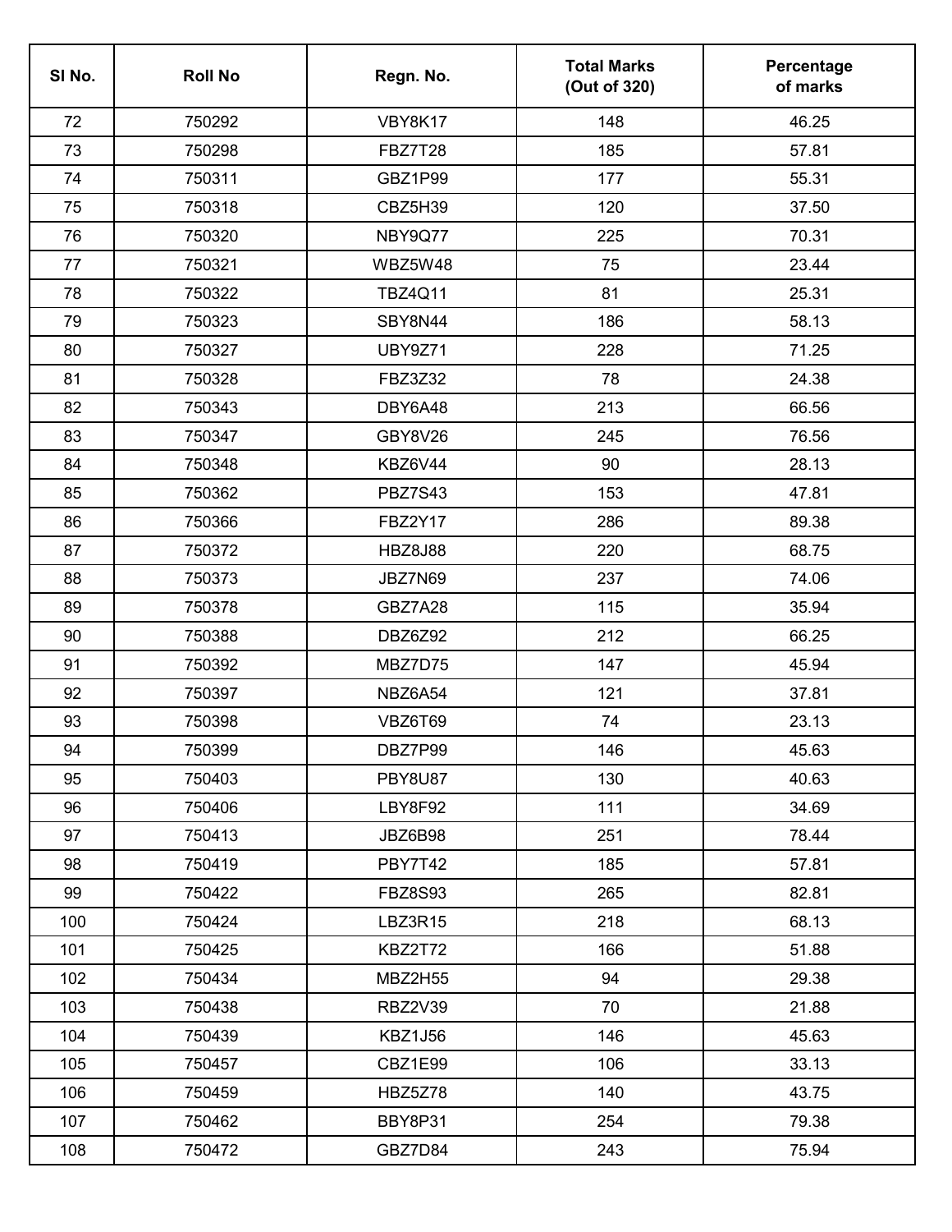| Sl No. | Roll No | Regn. No. | Total Marks (Out of 320) | Percentage of marks |
|---|---|---|---|---|
| 72 | 750292 | VBY8K17 | 148 | 46.25 |
| 73 | 750298 | FBZ7T28 | 185 | 57.81 |
| 74 | 750311 | GBZ1P99 | 177 | 55.31 |
| 75 | 750318 | CBZ5H39 | 120 | 37.50 |
| 76 | 750320 | NBY9Q77 | 225 | 70.31 |
| 77 | 750321 | WBZ5W48 | 75 | 23.44 |
| 78 | 750322 | TBZ4Q11 | 81 | 25.31 |
| 79 | 750323 | SBY8N44 | 186 | 58.13 |
| 80 | 750327 | UBY9Z71 | 228 | 71.25 |
| 81 | 750328 | FBZ3Z32 | 78 | 24.38 |
| 82 | 750343 | DBY6A48 | 213 | 66.56 |
| 83 | 750347 | GBY8V26 | 245 | 76.56 |
| 84 | 750348 | KBZ6V44 | 90 | 28.13 |
| 85 | 750362 | PBZ7S43 | 153 | 47.81 |
| 86 | 750366 | FBZ2Y17 | 286 | 89.38 |
| 87 | 750372 | HBZ8J88 | 220 | 68.75 |
| 88 | 750373 | JBZ7N69 | 237 | 74.06 |
| 89 | 750378 | GBZ7A28 | 115 | 35.94 |
| 90 | 750388 | DBZ6Z92 | 212 | 66.25 |
| 91 | 750392 | MBZ7D75 | 147 | 45.94 |
| 92 | 750397 | NBZ6A54 | 121 | 37.81 |
| 93 | 750398 | VBZ6T69 | 74 | 23.13 |
| 94 | 750399 | DBZ7P99 | 146 | 45.63 |
| 95 | 750403 | PBY8U87 | 130 | 40.63 |
| 96 | 750406 | LBY8F92 | 111 | 34.69 |
| 97 | 750413 | JBZ6B98 | 251 | 78.44 |
| 98 | 750419 | PBY7T42 | 185 | 57.81 |
| 99 | 750422 | FBZ8S93 | 265 | 82.81 |
| 100 | 750424 | LBZ3R15 | 218 | 68.13 |
| 101 | 750425 | KBZ2T72 | 166 | 51.88 |
| 102 | 750434 | MBZ2H55 | 94 | 29.38 |
| 103 | 750438 | RBZ2V39 | 70 | 21.88 |
| 104 | 750439 | KBZ1J56 | 146 | 45.63 |
| 105 | 750457 | CBZ1E99 | 106 | 33.13 |
| 106 | 750459 | HBZ5Z78 | 140 | 43.75 |
| 107 | 750462 | BBY8P31 | 254 | 79.38 |
| 108 | 750472 | GBZ7D84 | 243 | 75.94 |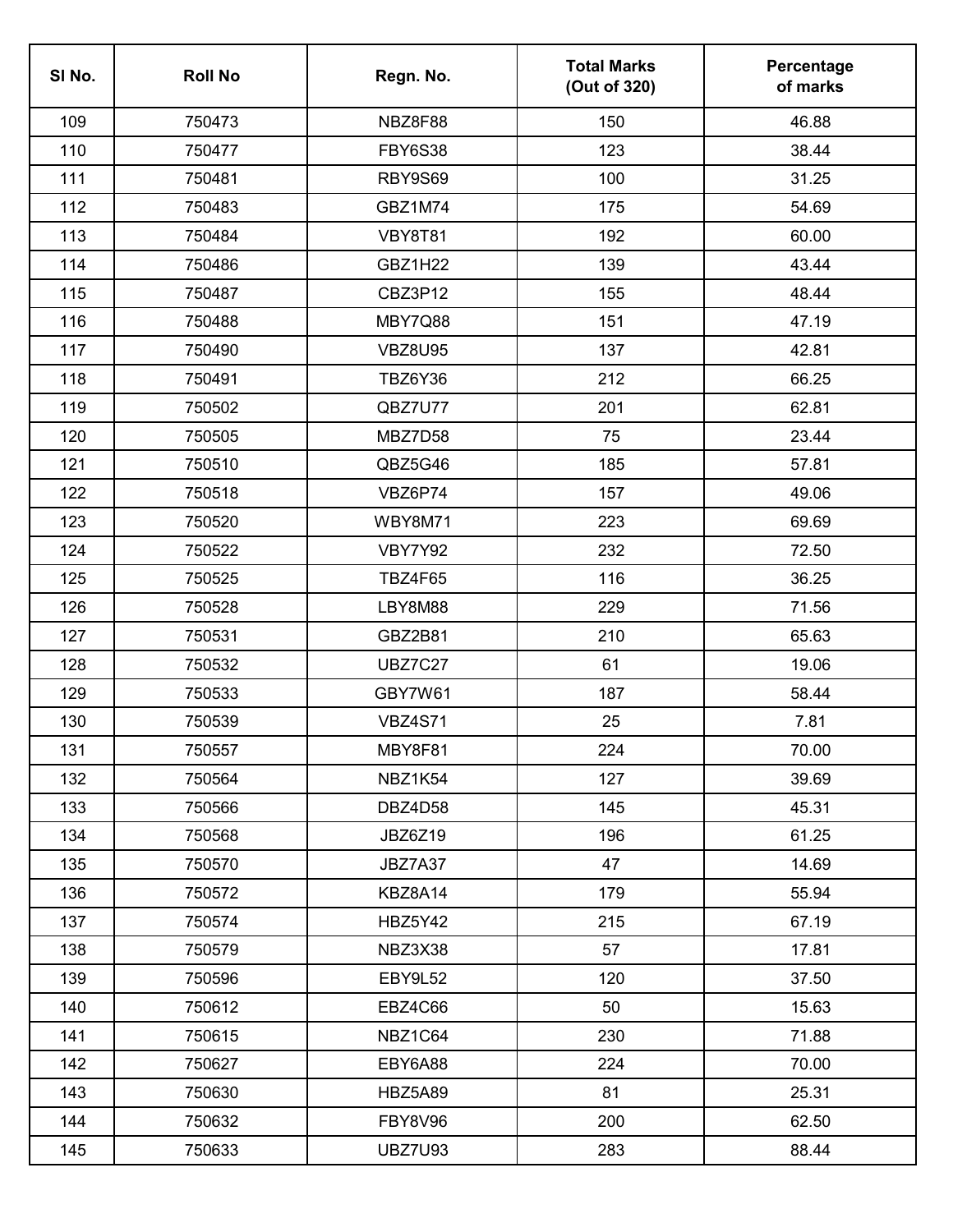| Sl No. | Roll No | Regn. No. | Total Marks (Out of 320) | Percentage of marks |
|---|---|---|---|---|
| 109 | 750473 | NBZ8F88 | 150 | 46.88 |
| 110 | 750477 | FBY6S38 | 123 | 38.44 |
| 111 | 750481 | RBY9S69 | 100 | 31.25 |
| 112 | 750483 | GBZ1M74 | 175 | 54.69 |
| 113 | 750484 | VBY8T81 | 192 | 60.00 |
| 114 | 750486 | GBZ1H22 | 139 | 43.44 |
| 115 | 750487 | CBZ3P12 | 155 | 48.44 |
| 116 | 750488 | MBY7Q88 | 151 | 47.19 |
| 117 | 750490 | VBZ8U95 | 137 | 42.81 |
| 118 | 750491 | TBZ6Y36 | 212 | 66.25 |
| 119 | 750502 | QBZ7U77 | 201 | 62.81 |
| 120 | 750505 | MBZ7D58 | 75 | 23.44 |
| 121 | 750510 | QBZ5G46 | 185 | 57.81 |
| 122 | 750518 | VBZ6P74 | 157 | 49.06 |
| 123 | 750520 | WBY8M71 | 223 | 69.69 |
| 124 | 750522 | VBY7Y92 | 232 | 72.50 |
| 125 | 750525 | TBZ4F65 | 116 | 36.25 |
| 126 | 750528 | LBY8M88 | 229 | 71.56 |
| 127 | 750531 | GBZ2B81 | 210 | 65.63 |
| 128 | 750532 | UBZ7C27 | 61 | 19.06 |
| 129 | 750533 | GBY7W61 | 187 | 58.44 |
| 130 | 750539 | VBZ4S71 | 25 | 7.81 |
| 131 | 750557 | MBY8F81 | 224 | 70.00 |
| 132 | 750564 | NBZ1K54 | 127 | 39.69 |
| 133 | 750566 | DBZ4D58 | 145 | 45.31 |
| 134 | 750568 | JBZ6Z19 | 196 | 61.25 |
| 135 | 750570 | JBZ7A37 | 47 | 14.69 |
| 136 | 750572 | KBZ8A14 | 179 | 55.94 |
| 137 | 750574 | HBZ5Y42 | 215 | 67.19 |
| 138 | 750579 | NBZ3X38 | 57 | 17.81 |
| 139 | 750596 | EBY9L52 | 120 | 37.50 |
| 140 | 750612 | EBZ4C66 | 50 | 15.63 |
| 141 | 750615 | NBZ1C64 | 230 | 71.88 |
| 142 | 750627 | EBY6A88 | 224 | 70.00 |
| 143 | 750630 | HBZ5A89 | 81 | 25.31 |
| 144 | 750632 | FBY8V96 | 200 | 62.50 |
| 145 | 750633 | UBZ7U93 | 283 | 88.44 |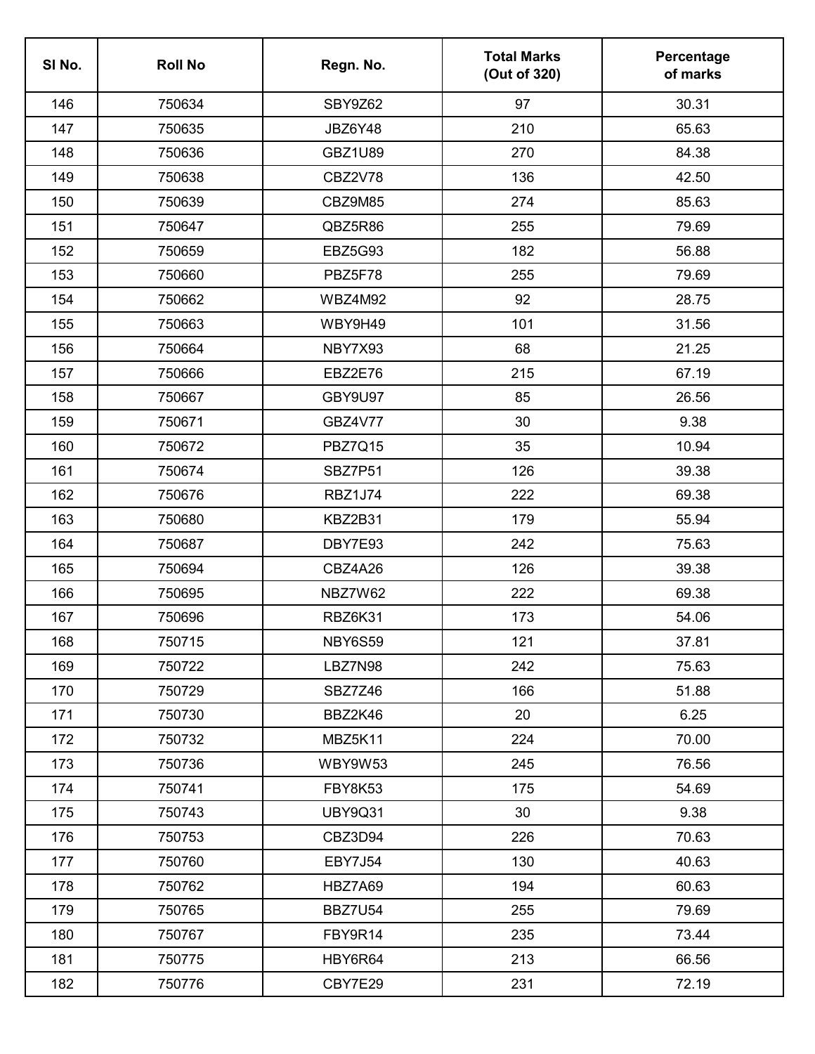| Sl No. | Roll No | Regn. No. | Total Marks (Out of 320) | Percentage of marks |
|---|---|---|---|---|
| 146 | 750634 | SBY9Z62 | 97 | 30.31 |
| 147 | 750635 | JBZ6Y48 | 210 | 65.63 |
| 148 | 750636 | GBZ1U89 | 270 | 84.38 |
| 149 | 750638 | CBZ2V78 | 136 | 42.50 |
| 150 | 750639 | CBZ9M85 | 274 | 85.63 |
| 151 | 750647 | QBZ5R86 | 255 | 79.69 |
| 152 | 750659 | EBZ5G93 | 182 | 56.88 |
| 153 | 750660 | PBZ5F78 | 255 | 79.69 |
| 154 | 750662 | WBZ4M92 | 92 | 28.75 |
| 155 | 750663 | WBY9H49 | 101 | 31.56 |
| 156 | 750664 | NBY7X93 | 68 | 21.25 |
| 157 | 750666 | EBZ2E76 | 215 | 67.19 |
| 158 | 750667 | GBY9U97 | 85 | 26.56 |
| 159 | 750671 | GBZ4V77 | 30 | 9.38 |
| 160 | 750672 | PBZ7Q15 | 35 | 10.94 |
| 161 | 750674 | SBZ7P51 | 126 | 39.38 |
| 162 | 750676 | RBZ1J74 | 222 | 69.38 |
| 163 | 750680 | KBZ2B31 | 179 | 55.94 |
| 164 | 750687 | DBY7E93 | 242 | 75.63 |
| 165 | 750694 | CBZ4A26 | 126 | 39.38 |
| 166 | 750695 | NBZ7W62 | 222 | 69.38 |
| 167 | 750696 | RBZ6K31 | 173 | 54.06 |
| 168 | 750715 | NBY6S59 | 121 | 37.81 |
| 169 | 750722 | LBZ7N98 | 242 | 75.63 |
| 170 | 750729 | SBZ7Z46 | 166 | 51.88 |
| 171 | 750730 | BBZ2K46 | 20 | 6.25 |
| 172 | 750732 | MBZ5K11 | 224 | 70.00 |
| 173 | 750736 | WBY9W53 | 245 | 76.56 |
| 174 | 750741 | FBY8K53 | 175 | 54.69 |
| 175 | 750743 | UBY9Q31 | 30 | 9.38 |
| 176 | 750753 | CBZ3D94 | 226 | 70.63 |
| 177 | 750760 | EBY7J54 | 130 | 40.63 |
| 178 | 750762 | HBZ7A69 | 194 | 60.63 |
| 179 | 750765 | BBZ7U54 | 255 | 79.69 |
| 180 | 750767 | FBY9R14 | 235 | 73.44 |
| 181 | 750775 | HBY6R64 | 213 | 66.56 |
| 182 | 750776 | CBY7E29 | 231 | 72.19 |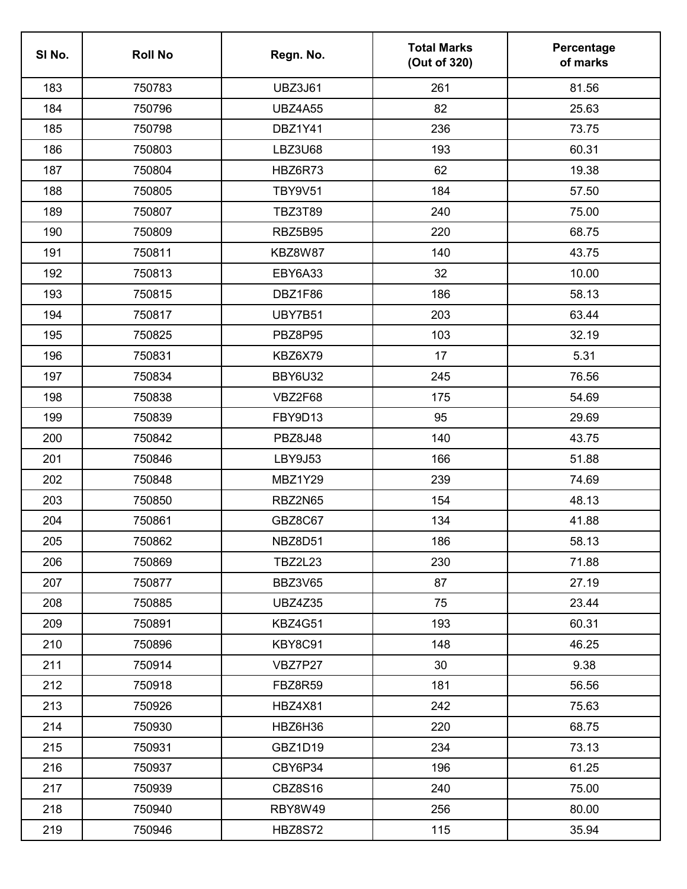| Sl No. | Roll No | Regn. No. | Total Marks (Out of 320) | Percentage of marks |
|---|---|---|---|---|
| 183 | 750783 | UBZ3J61 | 261 | 81.56 |
| 184 | 750796 | UBZ4A55 | 82 | 25.63 |
| 185 | 750798 | DBZ1Y41 | 236 | 73.75 |
| 186 | 750803 | LBZ3U68 | 193 | 60.31 |
| 187 | 750804 | HBZ6R73 | 62 | 19.38 |
| 188 | 750805 | TBY9V51 | 184 | 57.50 |
| 189 | 750807 | TBZ3T89 | 240 | 75.00 |
| 190 | 750809 | RBZ5B95 | 220 | 68.75 |
| 191 | 750811 | KBZ8W87 | 140 | 43.75 |
| 192 | 750813 | EBY6A33 | 32 | 10.00 |
| 193 | 750815 | DBZ1F86 | 186 | 58.13 |
| 194 | 750817 | UBY7B51 | 203 | 63.44 |
| 195 | 750825 | PBZ8P95 | 103 | 32.19 |
| 196 | 750831 | KBZ6X79 | 17 | 5.31 |
| 197 | 750834 | BBY6U32 | 245 | 76.56 |
| 198 | 750838 | VBZ2F68 | 175 | 54.69 |
| 199 | 750839 | FBY9D13 | 95 | 29.69 |
| 200 | 750842 | PBZ8J48 | 140 | 43.75 |
| 201 | 750846 | LBY9J53 | 166 | 51.88 |
| 202 | 750848 | MBZ1Y29 | 239 | 74.69 |
| 203 | 750850 | RBZ2N65 | 154 | 48.13 |
| 204 | 750861 | GBZ8C67 | 134 | 41.88 |
| 205 | 750862 | NBZ8D51 | 186 | 58.13 |
| 206 | 750869 | TBZ2L23 | 230 | 71.88 |
| 207 | 750877 | BBZ3V65 | 87 | 27.19 |
| 208 | 750885 | UBZ4Z35 | 75 | 23.44 |
| 209 | 750891 | KBZ4G51 | 193 | 60.31 |
| 210 | 750896 | KBY8C91 | 148 | 46.25 |
| 211 | 750914 | VBZ7P27 | 30 | 9.38 |
| 212 | 750918 | FBZ8R59 | 181 | 56.56 |
| 213 | 750926 | HBZ4X81 | 242 | 75.63 |
| 214 | 750930 | HBZ6H36 | 220 | 68.75 |
| 215 | 750931 | GBZ1D19 | 234 | 73.13 |
| 216 | 750937 | CBY6P34 | 196 | 61.25 |
| 217 | 750939 | CBZ8S16 | 240 | 75.00 |
| 218 | 750940 | RBY8W49 | 256 | 80.00 |
| 219 | 750946 | HBZ8S72 | 115 | 35.94 |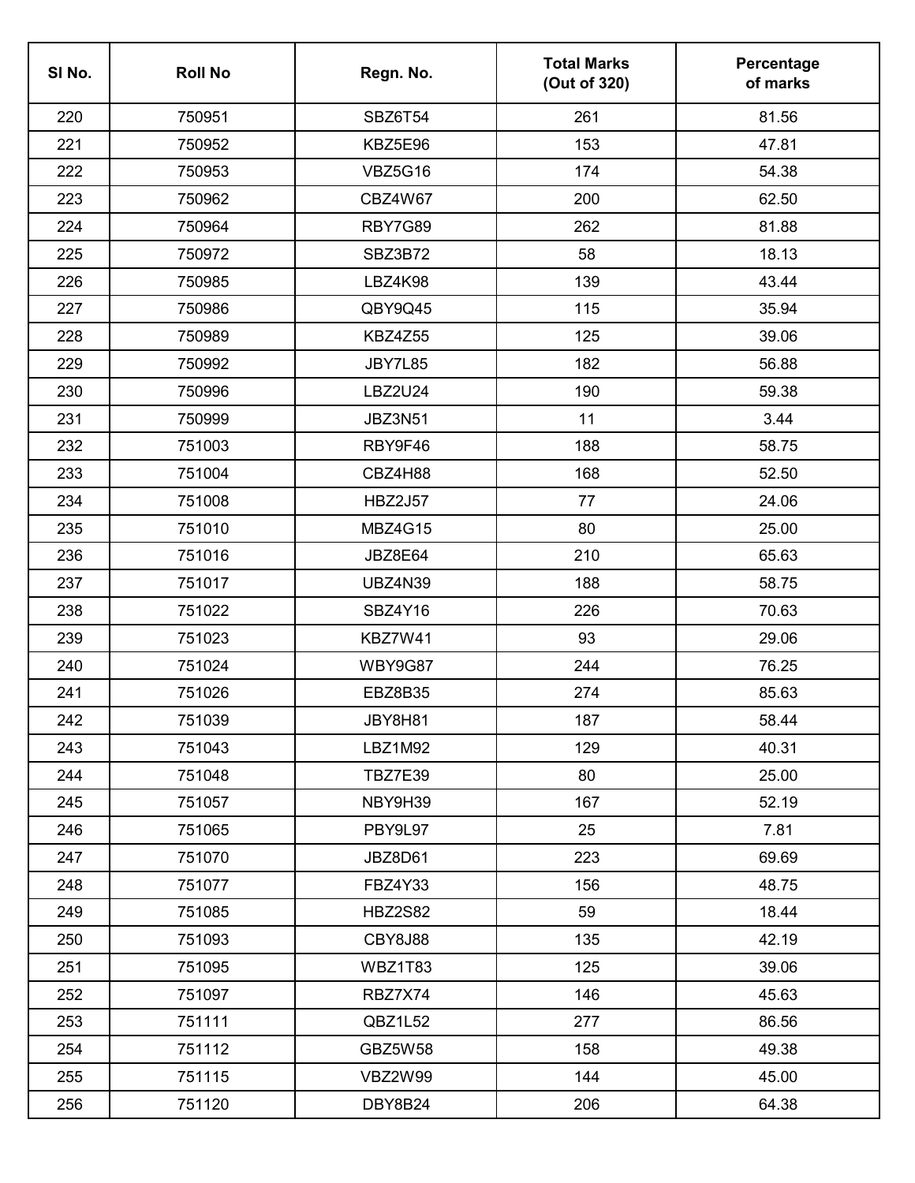| Sl No. | Roll No | Regn. No. | Total Marks (Out of 320) | Percentage of marks |
|---|---|---|---|---|
| 220 | 750951 | SBZ6T54 | 261 | 81.56 |
| 221 | 750952 | KBZ5E96 | 153 | 47.81 |
| 222 | 750953 | VBZ5G16 | 174 | 54.38 |
| 223 | 750962 | CBZ4W67 | 200 | 62.50 |
| 224 | 750964 | RBY7G89 | 262 | 81.88 |
| 225 | 750972 | SBZ3B72 | 58 | 18.13 |
| 226 | 750985 | LBZ4K98 | 139 | 43.44 |
| 227 | 750986 | QBY9Q45 | 115 | 35.94 |
| 228 | 750989 | KBZ4Z55 | 125 | 39.06 |
| 229 | 750992 | JBY7L85 | 182 | 56.88 |
| 230 | 750996 | LBZ2U24 | 190 | 59.38 |
| 231 | 750999 | JBZ3N51 | 11 | 3.44 |
| 232 | 751003 | RBY9F46 | 188 | 58.75 |
| 233 | 751004 | CBZ4H88 | 168 | 52.50 |
| 234 | 751008 | HBZ2J57 | 77 | 24.06 |
| 235 | 751010 | MBZ4G15 | 80 | 25.00 |
| 236 | 751016 | JBZ8E64 | 210 | 65.63 |
| 237 | 751017 | UBZ4N39 | 188 | 58.75 |
| 238 | 751022 | SBZ4Y16 | 226 | 70.63 |
| 239 | 751023 | KBZ7W41 | 93 | 29.06 |
| 240 | 751024 | WBY9G87 | 244 | 76.25 |
| 241 | 751026 | EBZ8B35 | 274 | 85.63 |
| 242 | 751039 | JBY8H81 | 187 | 58.44 |
| 243 | 751043 | LBZ1M92 | 129 | 40.31 |
| 244 | 751048 | TBZ7E39 | 80 | 25.00 |
| 245 | 751057 | NBY9H39 | 167 | 52.19 |
| 246 | 751065 | PBY9L97 | 25 | 7.81 |
| 247 | 751070 | JBZ8D61 | 223 | 69.69 |
| 248 | 751077 | FBZ4Y33 | 156 | 48.75 |
| 249 | 751085 | HBZ2S82 | 59 | 18.44 |
| 250 | 751093 | CBY8J88 | 135 | 42.19 |
| 251 | 751095 | WBZ1T83 | 125 | 39.06 |
| 252 | 751097 | RBZ7X74 | 146 | 45.63 |
| 253 | 751111 | QBZ1L52 | 277 | 86.56 |
| 254 | 751112 | GBZ5W58 | 158 | 49.38 |
| 255 | 751115 | VBZ2W99 | 144 | 45.00 |
| 256 | 751120 | DBY8B24 | 206 | 64.38 |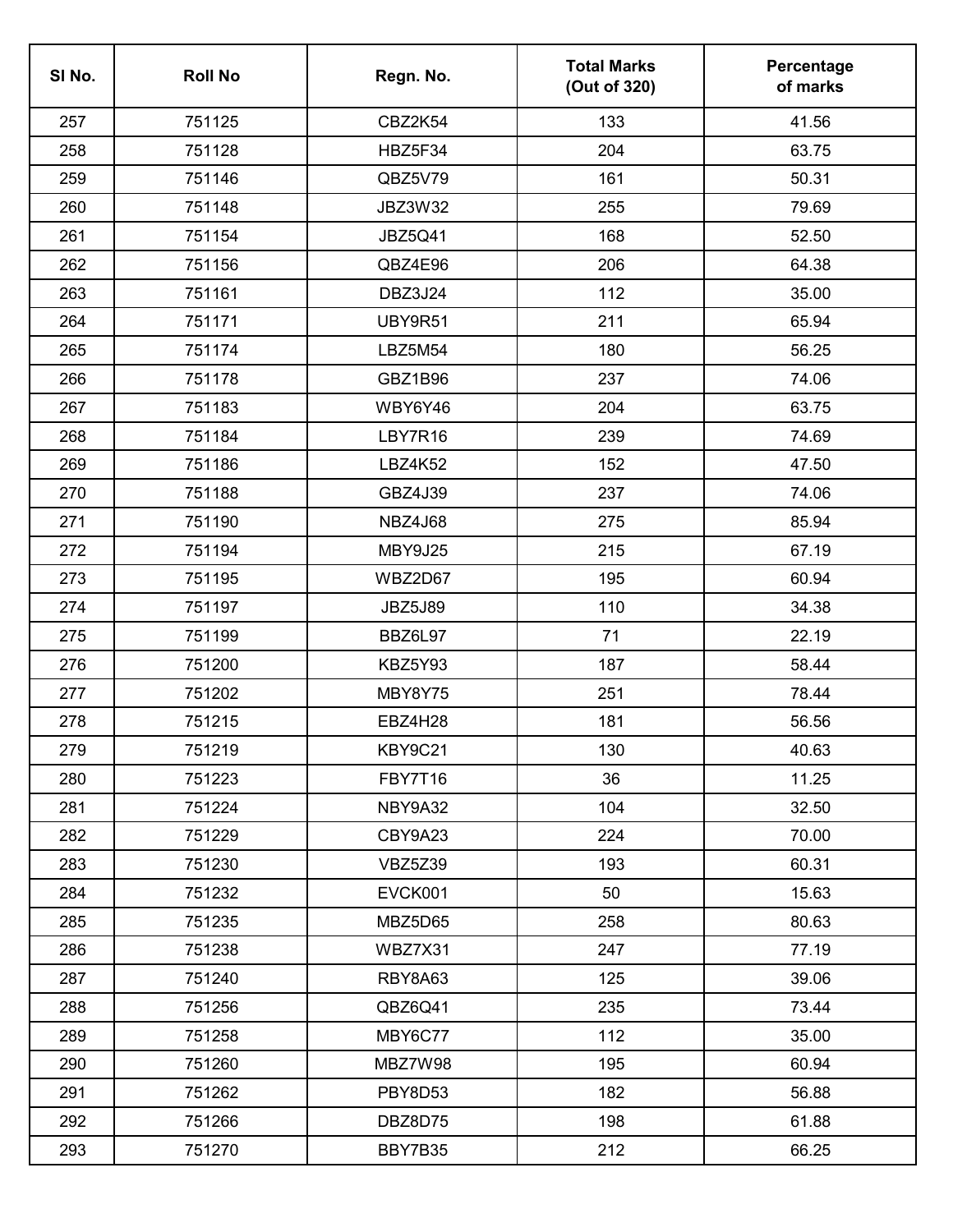| Sl No. | Roll No | Regn. No. | Total Marks (Out of 320) | Percentage of marks |
|---|---|---|---|---|
| 257 | 751125 | CBZ2K54 | 133 | 41.56 |
| 258 | 751128 | HBZ5F34 | 204 | 63.75 |
| 259 | 751146 | QBZ5V79 | 161 | 50.31 |
| 260 | 751148 | JBZ3W32 | 255 | 79.69 |
| 261 | 751154 | JBZ5Q41 | 168 | 52.50 |
| 262 | 751156 | QBZ4E96 | 206 | 64.38 |
| 263 | 751161 | DBZ3J24 | 112 | 35.00 |
| 264 | 751171 | UBY9R51 | 211 | 65.94 |
| 265 | 751174 | LBZ5M54 | 180 | 56.25 |
| 266 | 751178 | GBZ1B96 | 237 | 74.06 |
| 267 | 751183 | WBY6Y46 | 204 | 63.75 |
| 268 | 751184 | LBY7R16 | 239 | 74.69 |
| 269 | 751186 | LBZ4K52 | 152 | 47.50 |
| 270 | 751188 | GBZ4J39 | 237 | 74.06 |
| 271 | 751190 | NBZ4J68 | 275 | 85.94 |
| 272 | 751194 | MBY9J25 | 215 | 67.19 |
| 273 | 751195 | WBZ2D67 | 195 | 60.94 |
| 274 | 751197 | JBZ5J89 | 110 | 34.38 |
| 275 | 751199 | BBZ6L97 | 71 | 22.19 |
| 276 | 751200 | KBZ5Y93 | 187 | 58.44 |
| 277 | 751202 | MBY8Y75 | 251 | 78.44 |
| 278 | 751215 | EBZ4H28 | 181 | 56.56 |
| 279 | 751219 | KBY9C21 | 130 | 40.63 |
| 280 | 751223 | FBY7T16 | 36 | 11.25 |
| 281 | 751224 | NBY9A32 | 104 | 32.50 |
| 282 | 751229 | CBY9A23 | 224 | 70.00 |
| 283 | 751230 | VBZ5Z39 | 193 | 60.31 |
| 284 | 751232 | EVCK001 | 50 | 15.63 |
| 285 | 751235 | MBZ5D65 | 258 | 80.63 |
| 286 | 751238 | WBZ7X31 | 247 | 77.19 |
| 287 | 751240 | RBY8A63 | 125 | 39.06 |
| 288 | 751256 | QBZ6Q41 | 235 | 73.44 |
| 289 | 751258 | MBY6C77 | 112 | 35.00 |
| 290 | 751260 | MBZ7W98 | 195 | 60.94 |
| 291 | 751262 | PBY8D53 | 182 | 56.88 |
| 292 | 751266 | DBZ8D75 | 198 | 61.88 |
| 293 | 751270 | BBY7B35 | 212 | 66.25 |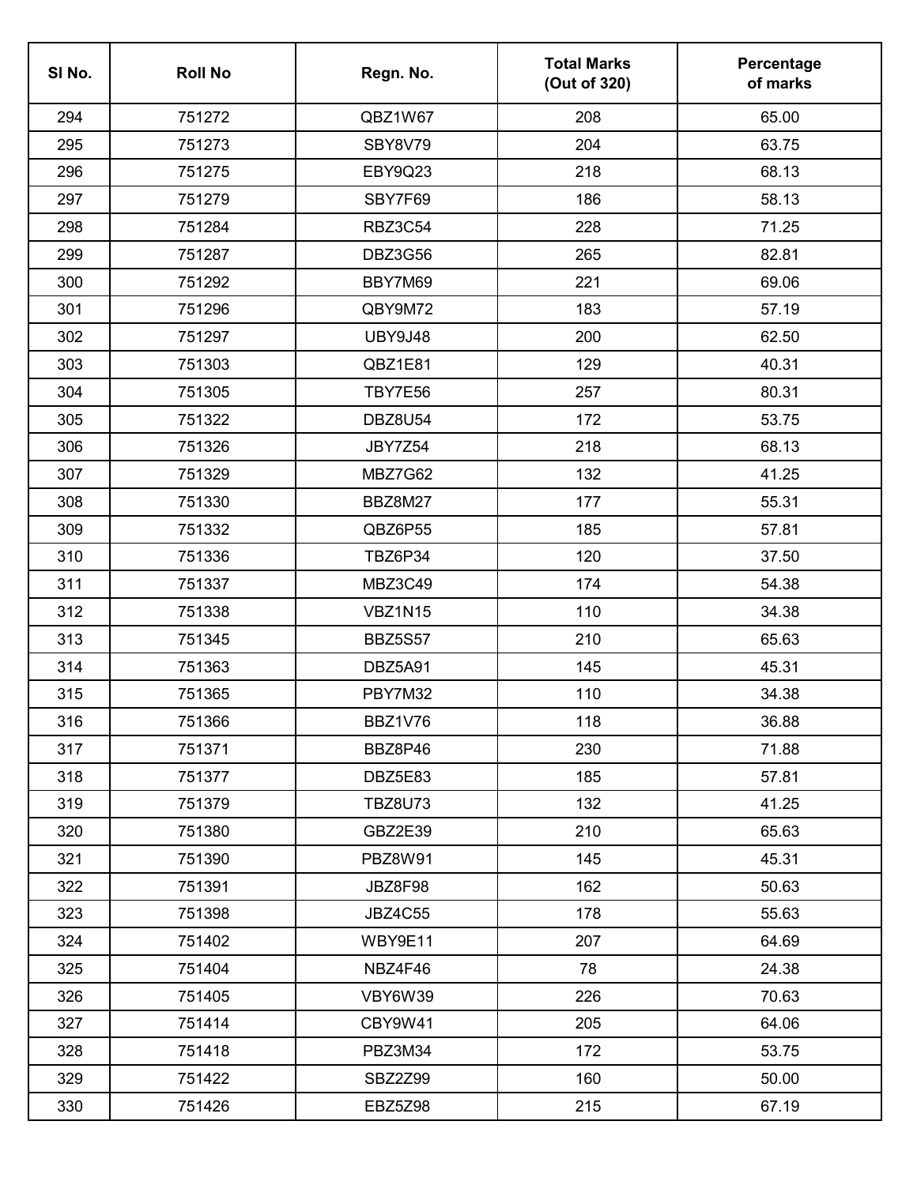| Sl No. | Roll No | Regn. No. | Total Marks (Out of 320) | Percentage of marks |
|---|---|---|---|---|
| 294 | 751272 | QBZ1W67 | 208 | 65.00 |
| 295 | 751273 | SBY8V79 | 204 | 63.75 |
| 296 | 751275 | EBY9Q23 | 218 | 68.13 |
| 297 | 751279 | SBY7F69 | 186 | 58.13 |
| 298 | 751284 | RBZ3C54 | 228 | 71.25 |
| 299 | 751287 | DBZ3G56 | 265 | 82.81 |
| 300 | 751292 | BBY7M69 | 221 | 69.06 |
| 301 | 751296 | QBY9M72 | 183 | 57.19 |
| 302 | 751297 | UBY9J48 | 200 | 62.50 |
| 303 | 751303 | QBZ1E81 | 129 | 40.31 |
| 304 | 751305 | TBY7E56 | 257 | 80.31 |
| 305 | 751322 | DBZ8U54 | 172 | 53.75 |
| 306 | 751326 | JBY7Z54 | 218 | 68.13 |
| 307 | 751329 | MBZ7G62 | 132 | 41.25 |
| 308 | 751330 | BBZ8M27 | 177 | 55.31 |
| 309 | 751332 | QBZ6P55 | 185 | 57.81 |
| 310 | 751336 | TBZ6P34 | 120 | 37.50 |
| 311 | 751337 | MBZ3C49 | 174 | 54.38 |
| 312 | 751338 | VBZ1N15 | 110 | 34.38 |
| 313 | 751345 | BBZ5S57 | 210 | 65.63 |
| 314 | 751363 | DBZ5A91 | 145 | 45.31 |
| 315 | 751365 | PBY7M32 | 110 | 34.38 |
| 316 | 751366 | BBZ1V76 | 118 | 36.88 |
| 317 | 751371 | BBZ8P46 | 230 | 71.88 |
| 318 | 751377 | DBZ5E83 | 185 | 57.81 |
| 319 | 751379 | TBZ8U73 | 132 | 41.25 |
| 320 | 751380 | GBZ2E39 | 210 | 65.63 |
| 321 | 751390 | PBZ8W91 | 145 | 45.31 |
| 322 | 751391 | JBZ8F98 | 162 | 50.63 |
| 323 | 751398 | JBZ4C55 | 178 | 55.63 |
| 324 | 751402 | WBY9E11 | 207 | 64.69 |
| 325 | 751404 | NBZ4F46 | 78 | 24.38 |
| 326 | 751405 | VBY6W39 | 226 | 70.63 |
| 327 | 751414 | CBY9W41 | 205 | 64.06 |
| 328 | 751418 | PBZ3M34 | 172 | 53.75 |
| 329 | 751422 | SBZ2Z99 | 160 | 50.00 |
| 330 | 751426 | EBZ5Z98 | 215 | 67.19 |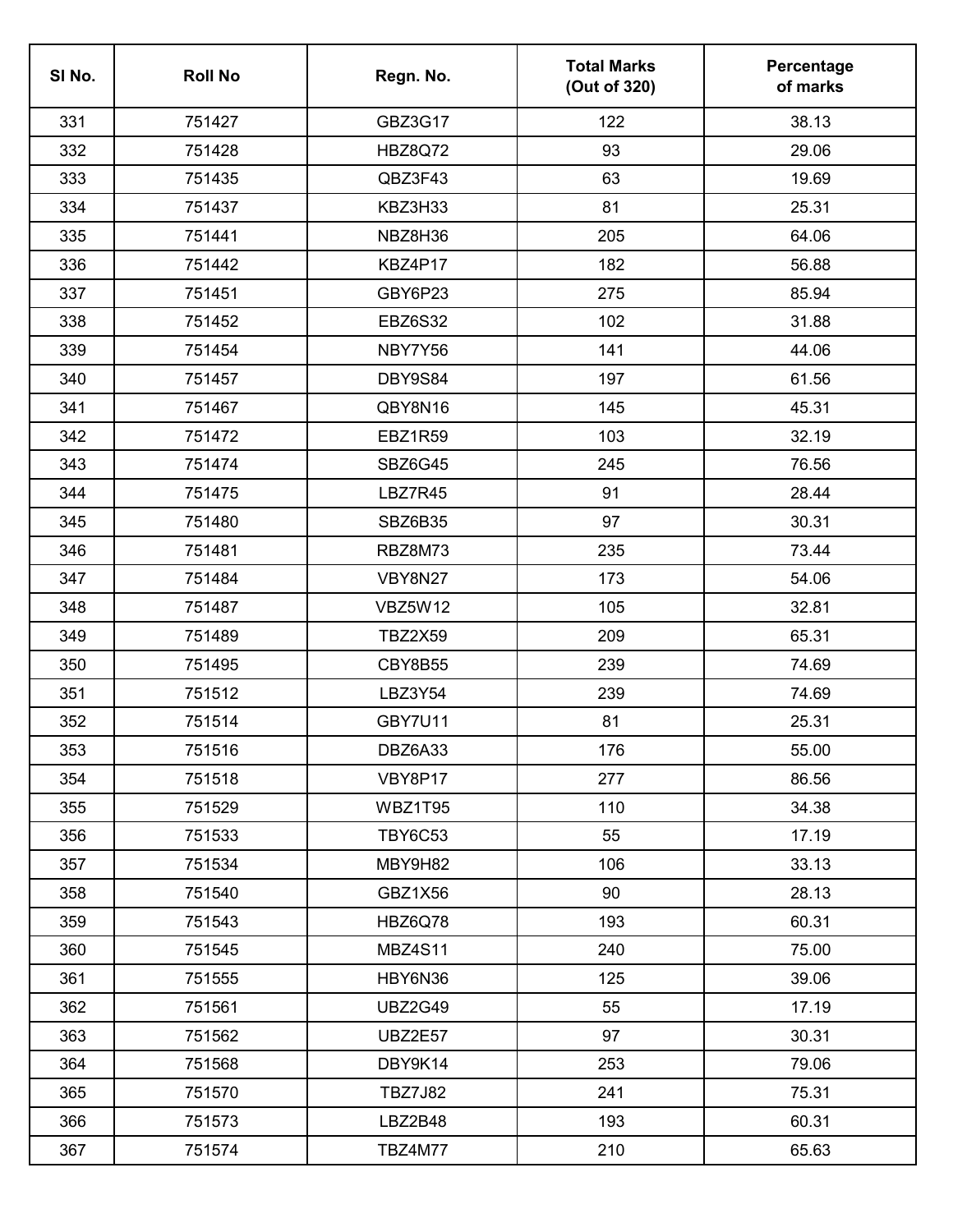| Sl No. | Roll No | Regn. No. | Total Marks (Out of 320) | Percentage of marks |
|---|---|---|---|---|
| 331 | 751427 | GBZ3G17 | 122 | 38.13 |
| 332 | 751428 | HBZ8Q72 | 93 | 29.06 |
| 333 | 751435 | QBZ3F43 | 63 | 19.69 |
| 334 | 751437 | KBZ3H33 | 81 | 25.31 |
| 335 | 751441 | NBZ8H36 | 205 | 64.06 |
| 336 | 751442 | KBZ4P17 | 182 | 56.88 |
| 337 | 751451 | GBY6P23 | 275 | 85.94 |
| 338 | 751452 | EBZ6S32 | 102 | 31.88 |
| 339 | 751454 | NBY7Y56 | 141 | 44.06 |
| 340 | 751457 | DBY9S84 | 197 | 61.56 |
| 341 | 751467 | QBY8N16 | 145 | 45.31 |
| 342 | 751472 | EBZ1R59 | 103 | 32.19 |
| 343 | 751474 | SBZ6G45 | 245 | 76.56 |
| 344 | 751475 | LBZ7R45 | 91 | 28.44 |
| 345 | 751480 | SBZ6B35 | 97 | 30.31 |
| 346 | 751481 | RBZ8M73 | 235 | 73.44 |
| 347 | 751484 | VBY8N27 | 173 | 54.06 |
| 348 | 751487 | VBZ5W12 | 105 | 32.81 |
| 349 | 751489 | TBZ2X59 | 209 | 65.31 |
| 350 | 751495 | CBY8B55 | 239 | 74.69 |
| 351 | 751512 | LBZ3Y54 | 239 | 74.69 |
| 352 | 751514 | GBY7U11 | 81 | 25.31 |
| 353 | 751516 | DBZ6A33 | 176 | 55.00 |
| 354 | 751518 | VBY8P17 | 277 | 86.56 |
| 355 | 751529 | WBZ1T95 | 110 | 34.38 |
| 356 | 751533 | TBY6C53 | 55 | 17.19 |
| 357 | 751534 | MBY9H82 | 106 | 33.13 |
| 358 | 751540 | GBZ1X56 | 90 | 28.13 |
| 359 | 751543 | HBZ6Q78 | 193 | 60.31 |
| 360 | 751545 | MBZ4S11 | 240 | 75.00 |
| 361 | 751555 | HBY6N36 | 125 | 39.06 |
| 362 | 751561 | UBZ2G49 | 55 | 17.19 |
| 363 | 751562 | UBZ2E57 | 97 | 30.31 |
| 364 | 751568 | DBY9K14 | 253 | 79.06 |
| 365 | 751570 | TBZ7J82 | 241 | 75.31 |
| 366 | 751573 | LBZ2B48 | 193 | 60.31 |
| 367 | 751574 | TBZ4M77 | 210 | 65.63 |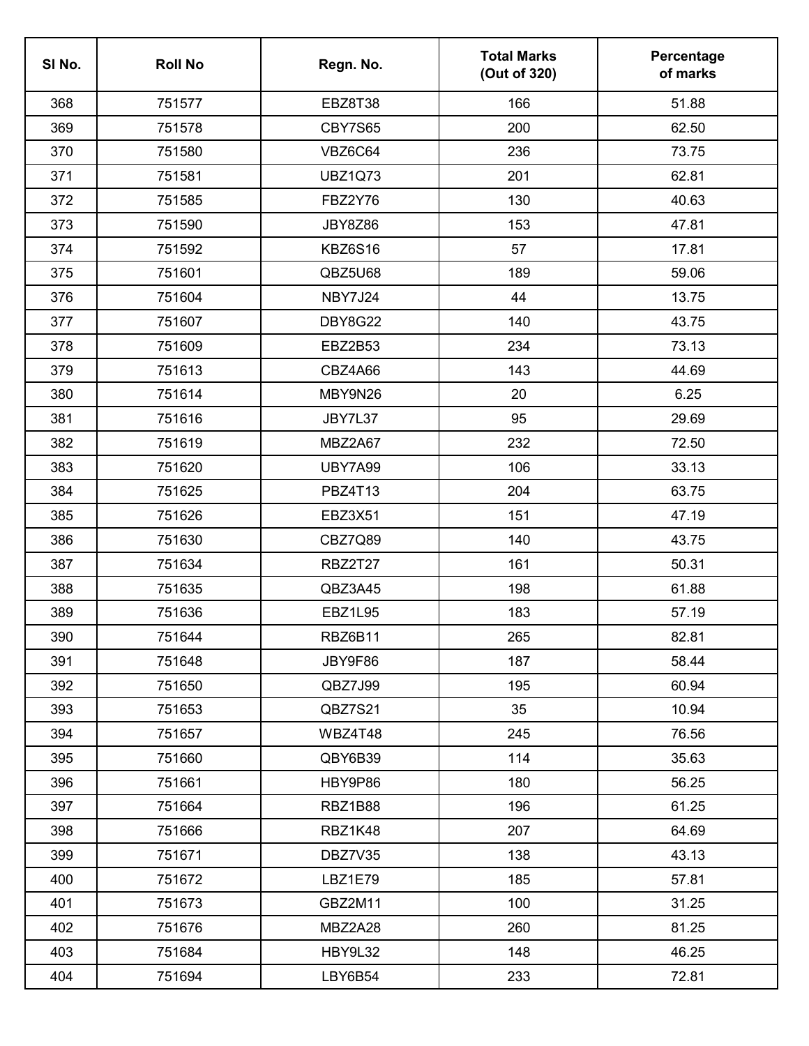| Sl No. | Roll No | Regn. No. | Total Marks (Out of 320) | Percentage of marks |
|---|---|---|---|---|
| 368 | 751577 | EBZ8T38 | 166 | 51.88 |
| 369 | 751578 | CBY7S65 | 200 | 62.50 |
| 370 | 751580 | VBZ6C64 | 236 | 73.75 |
| 371 | 751581 | UBZ1Q73 | 201 | 62.81 |
| 372 | 751585 | FBZ2Y76 | 130 | 40.63 |
| 373 | 751590 | JBY8Z86 | 153 | 47.81 |
| 374 | 751592 | KBZ6S16 | 57 | 17.81 |
| 375 | 751601 | QBZ5U68 | 189 | 59.06 |
| 376 | 751604 | NBY7J24 | 44 | 13.75 |
| 377 | 751607 | DBY8G22 | 140 | 43.75 |
| 378 | 751609 | EBZ2B53 | 234 | 73.13 |
| 379 | 751613 | CBZ4A66 | 143 | 44.69 |
| 380 | 751614 | MBY9N26 | 20 | 6.25 |
| 381 | 751616 | JBY7L37 | 95 | 29.69 |
| 382 | 751619 | MBZ2A67 | 232 | 72.50 |
| 383 | 751620 | UBY7A99 | 106 | 33.13 |
| 384 | 751625 | PBZ4T13 | 204 | 63.75 |
| 385 | 751626 | EBZ3X51 | 151 | 47.19 |
| 386 | 751630 | CBZ7Q89 | 140 | 43.75 |
| 387 | 751634 | RBZ2T27 | 161 | 50.31 |
| 388 | 751635 | QBZ3A45 | 198 | 61.88 |
| 389 | 751636 | EBZ1L95 | 183 | 57.19 |
| 390 | 751644 | RBZ6B11 | 265 | 82.81 |
| 391 | 751648 | JBY9F86 | 187 | 58.44 |
| 392 | 751650 | QBZ7J99 | 195 | 60.94 |
| 393 | 751653 | QBZ7S21 | 35 | 10.94 |
| 394 | 751657 | WBZ4T48 | 245 | 76.56 |
| 395 | 751660 | QBY6B39 | 114 | 35.63 |
| 396 | 751661 | HBY9P86 | 180 | 56.25 |
| 397 | 751664 | RBZ1B88 | 196 | 61.25 |
| 398 | 751666 | RBZ1K48 | 207 | 64.69 |
| 399 | 751671 | DBZ7V35 | 138 | 43.13 |
| 400 | 751672 | LBZ1E79 | 185 | 57.81 |
| 401 | 751673 | GBZ2M11 | 100 | 31.25 |
| 402 | 751676 | MBZ2A28 | 260 | 81.25 |
| 403 | 751684 | HBY9L32 | 148 | 46.25 |
| 404 | 751694 | LBY6B54 | 233 | 72.81 |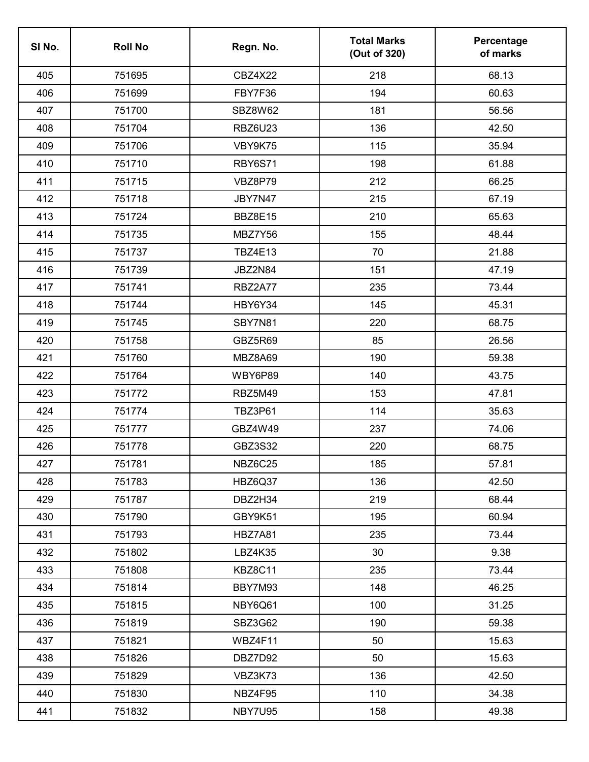| Sl No. | Roll No | Regn. No. | Total Marks (Out of 320) | Percentage of marks |
|---|---|---|---|---|
| 405 | 751695 | CBZ4X22 | 218 | 68.13 |
| 406 | 751699 | FBY7F36 | 194 | 60.63 |
| 407 | 751700 | SBZ8W62 | 181 | 56.56 |
| 408 | 751704 | RBZ6U23 | 136 | 42.50 |
| 409 | 751706 | VBY9K75 | 115 | 35.94 |
| 410 | 751710 | RBY6S71 | 198 | 61.88 |
| 411 | 751715 | VBZ8P79 | 212 | 66.25 |
| 412 | 751718 | JBY7N47 | 215 | 67.19 |
| 413 | 751724 | BBZ8E15 | 210 | 65.63 |
| 414 | 751735 | MBZ7Y56 | 155 | 48.44 |
| 415 | 751737 | TBZ4E13 | 70 | 21.88 |
| 416 | 751739 | JBZ2N84 | 151 | 47.19 |
| 417 | 751741 | RBZ2A77 | 235 | 73.44 |
| 418 | 751744 | HBY6Y34 | 145 | 45.31 |
| 419 | 751745 | SBY7N81 | 220 | 68.75 |
| 420 | 751758 | GBZ5R69 | 85 | 26.56 |
| 421 | 751760 | MBZ8A69 | 190 | 59.38 |
| 422 | 751764 | WBY6P89 | 140 | 43.75 |
| 423 | 751772 | RBZ5M49 | 153 | 47.81 |
| 424 | 751774 | TBZ3P61 | 114 | 35.63 |
| 425 | 751777 | GBZ4W49 | 237 | 74.06 |
| 426 | 751778 | GBZ3S32 | 220 | 68.75 |
| 427 | 751781 | NBZ6C25 | 185 | 57.81 |
| 428 | 751783 | HBZ6Q37 | 136 | 42.50 |
| 429 | 751787 | DBZ2H34 | 219 | 68.44 |
| 430 | 751790 | GBY9K51 | 195 | 60.94 |
| 431 | 751793 | HBZ7A81 | 235 | 73.44 |
| 432 | 751802 | LBZ4K35 | 30 | 9.38 |
| 433 | 751808 | KBZ8C11 | 235 | 73.44 |
| 434 | 751814 | BBY7M93 | 148 | 46.25 |
| 435 | 751815 | NBY6Q61 | 100 | 31.25 |
| 436 | 751819 | SBZ3G62 | 190 | 59.38 |
| 437 | 751821 | WBZ4F11 | 50 | 15.63 |
| 438 | 751826 | DBZ7D92 | 50 | 15.63 |
| 439 | 751829 | VBZ3K73 | 136 | 42.50 |
| 440 | 751830 | NBZ4F95 | 110 | 34.38 |
| 441 | 751832 | NBY7U95 | 158 | 49.38 |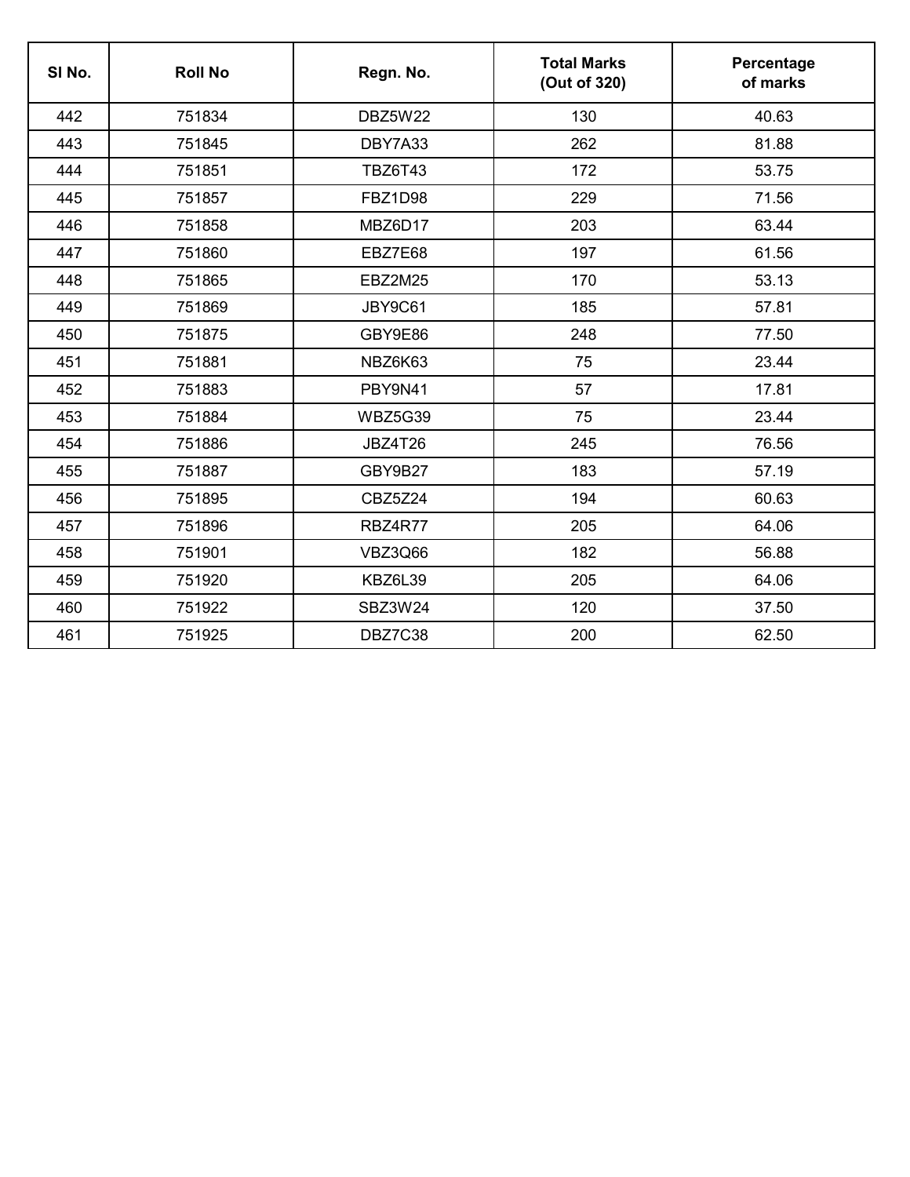| Sl No. | Roll No | Regn. No. | Total Marks (Out of 320) | Percentage of marks |
|---|---|---|---|---|
| 442 | 751834 | DBZ5W22 | 130 | 40.63 |
| 443 | 751845 | DBY7A33 | 262 | 81.88 |
| 444 | 751851 | TBZ6T43 | 172 | 53.75 |
| 445 | 751857 | FBZ1D98 | 229 | 71.56 |
| 446 | 751858 | MBZ6D17 | 203 | 63.44 |
| 447 | 751860 | EBZ7E68 | 197 | 61.56 |
| 448 | 751865 | EBZ2M25 | 170 | 53.13 |
| 449 | 751869 | JBY9C61 | 185 | 57.81 |
| 450 | 751875 | GBY9E86 | 248 | 77.50 |
| 451 | 751881 | NBZ6K63 | 75 | 23.44 |
| 452 | 751883 | PBY9N41 | 57 | 17.81 |
| 453 | 751884 | WBZ5G39 | 75 | 23.44 |
| 454 | 751886 | JBZ4T26 | 245 | 76.56 |
| 455 | 751887 | GBY9B27 | 183 | 57.19 |
| 456 | 751895 | CBZ5Z24 | 194 | 60.63 |
| 457 | 751896 | RBZ4R77 | 205 | 64.06 |
| 458 | 751901 | VBZ3Q66 | 182 | 56.88 |
| 459 | 751920 | KBZ6L39 | 205 | 64.06 |
| 460 | 751922 | SBZ3W24 | 120 | 37.50 |
| 461 | 751925 | DBZ7C38 | 200 | 62.50 |